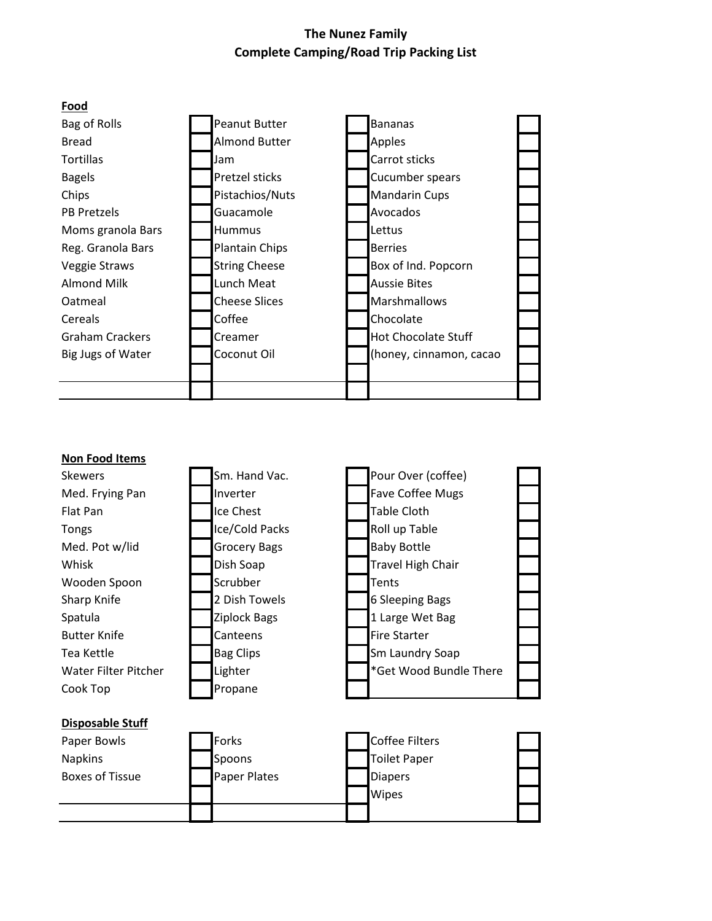# The Nunez Family
## Complete Camping/Road Trip Packing List

**Food**

| | | | | | |
|---|---|---|---|---|---|
| Bag of Rolls | ☐ | Peanut Butter | ☐ | Bananas | ☐ |
| Bread | ☐ | Almond Butter | ☐ | Apples | ☐ |
| Tortillas | ☐ | Jam | ☐ | Carrot sticks | ☐ |
| Bagels | ☐ | Pretzel sticks | ☐ | Cucumber spears | ☐ |
| Chips | ☐ | Pistachios/Nuts | ☐ | Mandarin Cups | ☐ |
| PB Pretzels | ☐ | Guacamole | ☐ | Avocados | ☐ |
| Moms granola Bars | ☐ | Hummus | ☐ | Lettus | ☐ |
| Reg. Granola Bars | ☐ | Plantain Chips | ☐ | Berries | ☐ |
| Veggie Straws | ☐ | String Cheese | ☐ | Box of Ind. Popcorn | ☐ |
| Almond Milk | ☐ | Lunch Meat | ☐ | Aussie Bites | ☐ |
| Oatmeal | ☐ | Cheese Slices | ☐ | Marshmallows | ☐ |
| Cereals | ☐ | Coffee | ☐ | Chocolate | ☐ |
| Graham Crackers | ☐ | Creamer | ☐ | Hot Chocolate Stuff | ☐ |
| Big Jugs of Water | ☐ | Coconut Oil | ☐ | (honey, cinnamon, cacao | ☐ |
| | ☐ | | ☐ | | ☐ |
| | ☐ | | ☐ | | ☐ |

**Non Food Items**

| | | | | | |
|---|---|---|---|---|---|
| Skewers | ☐ | Sm. Hand Vac. | ☐ | Pour Over (coffee) | ☐ |
| Med. Frying Pan | ☐ | Inverter | ☐ | Fave Coffee Mugs | ☐ |
| Flat Pan | ☐ | Ice Chest | ☐ | Table Cloth | ☐ |
| Tongs | ☐ | Ice/Cold Packs | ☐ | Roll up Table | ☐ |
| Med. Pot w/lid | ☐ | Grocery Bags | ☐ | Baby Bottle | ☐ |
| Whisk | ☐ | Dish Soap | ☐ | Travel High Chair | ☐ |
| Wooden Spoon | ☐ | Scrubber | ☐ | Tents | ☐ |
| Sharp Knife | ☐ | 2 Dish Towels | ☐ | 6 Sleeping Bags | ☐ |
| Spatula | ☐ | Ziplock Bags | ☐ | 1 Large Wet Bag | ☐ |
| Butter Knife | ☐ | Canteens | ☐ | Fire Starter | ☐ |
| Tea Kettle | ☐ | Bag Clips | ☐ | Sm Laundry Soap | ☐ |
| Water Filter Pitcher | ☐ | Lighter | ☐ | *Get Wood Bundle There | ☐ |
| Cook Top | ☐ | Propane | ☐ | | ☐ |

**Disposable Stuff**

| | | | | | |
|---|---|---|---|---|---|
| Paper Bowls | ☐ | Forks | ☐ | Coffee Filters | ☐ |
| Napkins | ☐ | Spoons | ☐ | Toilet Paper | ☐ |
| Boxes of Tissue | ☐ | Paper Plates | ☐ | Diapers | ☐ |
| | ☐ | | ☐ | Wipes | ☐ |
| | ☐ | | ☐ | | ☐ |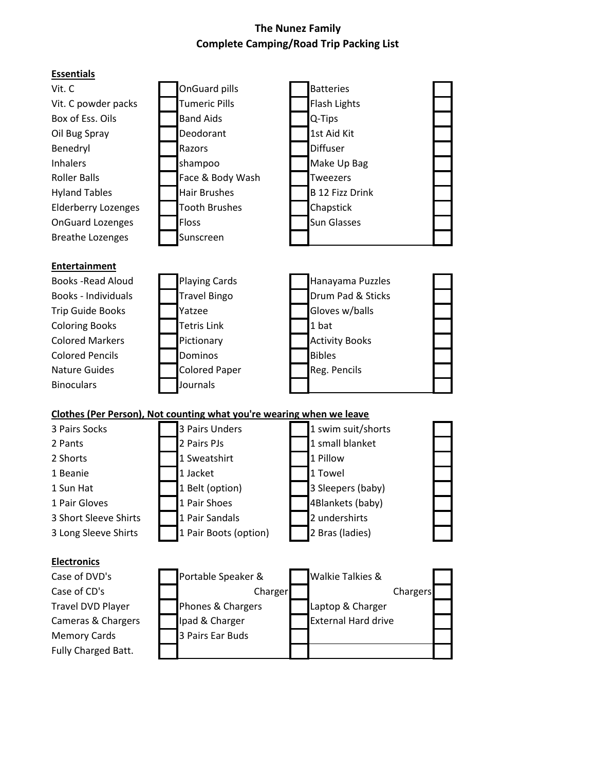# The Nunez Family
## Complete Camping/Road Trip Packing List

**Essentials**

| | | | | | |
|---|---|---|---|---|---|
| Vit. C | ☐ | OnGuard pills | ☐ | Batteries | ☐ |
| Vit. C powder packs | ☐ | Tumeric Pills | ☐ | Flash Lights | ☐ |
| Box of Ess. Oils | ☐ | Band Aids | ☐ | Q-Tips | ☐ |
| Oil Bug Spray | ☐ | Deodorant | ☐ | 1st Aid Kit | ☐ |
| Benedryl | ☐ | Razors | ☐ | Diffuser | ☐ |
| Inhalers | ☐ | shampoo | ☐ | Make Up Bag | ☐ |
| Roller Balls | ☐ | Face & Body Wash | ☐ | Tweezers | ☐ |
| Hyland Tables | ☐ | Hair Brushes | ☐ | B 12 Fizz Drink | ☐ |
| Elderberry Lozenges | ☐ | Tooth Brushes | ☐ | Chapstick | ☐ |
| OnGuard Lozenges | ☐ | Floss | ☐ | Sun Glasses | ☐ |
| Breathe Lozenges | ☐ | Sunscreen | ☐ | | ☐ |

**Entertainment**

| | | | | | |
|---|---|---|---|---|---|
| Books -Read Aloud | ☐ | Playing Cards | ☐ | Hanayama Puzzles | ☐ |
| Books - Individuals | ☐ | Travel Bingo | ☐ | Drum Pad & Sticks | ☐ |
| Trip Guide Books | ☐ | Yatzee | ☐ | Gloves w/balls | ☐ |
| Coloring Books | ☐ | Tetris Link | ☐ | 1 bat | ☐ |
| Colored Markers | ☐ | Pictionary | ☐ | Activity Books | ☐ |
| Colored Pencils | ☐ | Dominos | ☐ | Bibles | ☐ |
| Nature Guides | ☐ | Colored Paper | ☐ | Reg. Pencils | ☐ |
| Binoculars | ☐ | Journals | ☐ | | ☐ |

**Clothes (Per Person), Not counting what you're wearing when we leave**

| | | | | | |
|---|---|---|---|---|---|
| 3 Pairs Socks | ☐ | 3 Pairs Unders | ☐ | 1 swim suit/shorts | ☐ |
| 2 Pants | ☐ | 2 Pairs PJs | ☐ | 1 small blanket | ☐ |
| 2 Shorts | ☐ | 1 Sweatshirt | ☐ | 1 Pillow | ☐ |
| 1 Beanie | ☐ | 1 Jacket | ☐ | 1 Towel | ☐ |
| 1 Sun Hat | ☐ | 1 Belt (option) | ☐ | 3 Sleepers (baby) | ☐ |
| 1 Pair Gloves | ☐ | 1 Pair Shoes | ☐ | 4Blankets (baby) | ☐ |
| 3 Short Sleeve Shirts | ☐ | 1 Pair Sandals | ☐ | 2 undershirts | ☐ |
| 3 Long Sleeve Shirts | ☐ | 1 Pair Boots (option) | ☐ | 2 Bras (ladies) | ☐ |

**Electronics**

| | | | | | |
|---|---|---|---|---|---|
| Case of DVD's | ☐ | Portable Speaker & Charger | ☐ | Walkie Talkies & Chargers | ☐ |
| Case of CD's | ☐ | | ☐ | | ☐ |
| Travel DVD Player | ☐ | Phones & Chargers | ☐ | Laptop & Charger | ☐ |
| Cameras & Chargers | ☐ | Ipad & Charger | ☐ | External Hard drive | ☐ |
| Memory Cards | ☐ | 3 Pairs Ear Buds | ☐ | | ☐ |
| Fully Charged Batt. | ☐ | | ☐ | | ☐ |